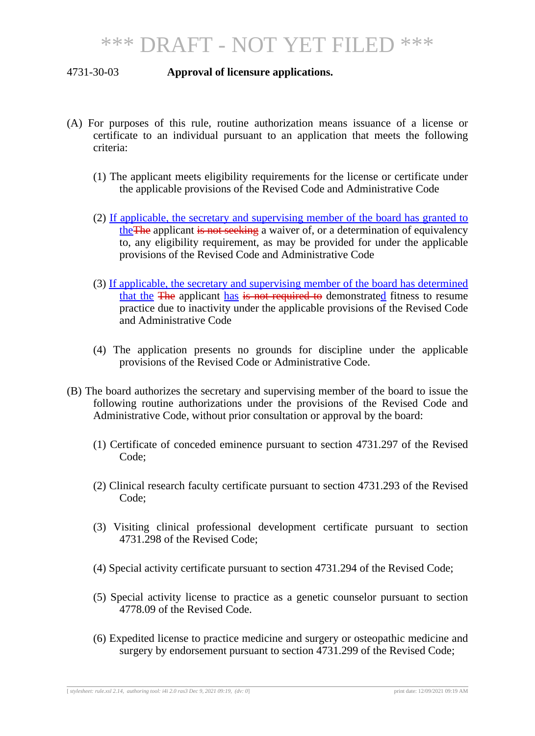# *** DRAFT - NOT YET FILED ***

**4731-30-03 Approval of licensure applications.**

(A) For purposes of this rule, routine authorization means issuance of a license or certificate to an individual pursuant to an application that meets the following criteria:

(1) The applicant meets eligibility requirements for the license or certificate under the applicable provisions of the Revised Code and Administrative Code

(2) <ins>If applicable, the secretary and supervising member of the board has granted to the</ins>~~The~~ applicant ~~is not seeking~~ a waiver of, or a determination of equivalency to, any eligibility requirement, as may be provided for under the applicable provisions of the Revised Code and Administrative Code

(3) <ins>If applicable, the secretary and supervising member of the board has determined that the</ins> ~~The~~ applicant <ins>has</ins> ~~is not required to~~ demonstrate<ins>d</ins> fitness to resume practice due to inactivity under the applicable provisions of the Revised Code and Administrative Code

(4) The application presents no grounds for discipline under the applicable provisions of the Revised Code or Administrative Code.

(B) The board authorizes the secretary and supervising member of the board to issue the following routine authorizations under the provisions of the Revised Code and Administrative Code, without prior consultation or approval by the board:

(1) Certificate of conceded eminence pursuant to section 4731.297 of the Revised Code;

(2) Clinical research faculty certificate pursuant to section 4731.293 of the Revised Code;

(3) Visiting clinical professional development certificate pursuant to section 4731.298 of the Revised Code;

(4) Special activity certificate pursuant to section 4731.294 of the Revised Code;

(5) Special activity license to practice as a genetic counselor pursuant to section 4778.09 of the Revised Code.

(6) Expedited license to practice medicine and surgery or osteopathic medicine and surgery by endorsement pursuant to section 4731.299 of the Revised Code;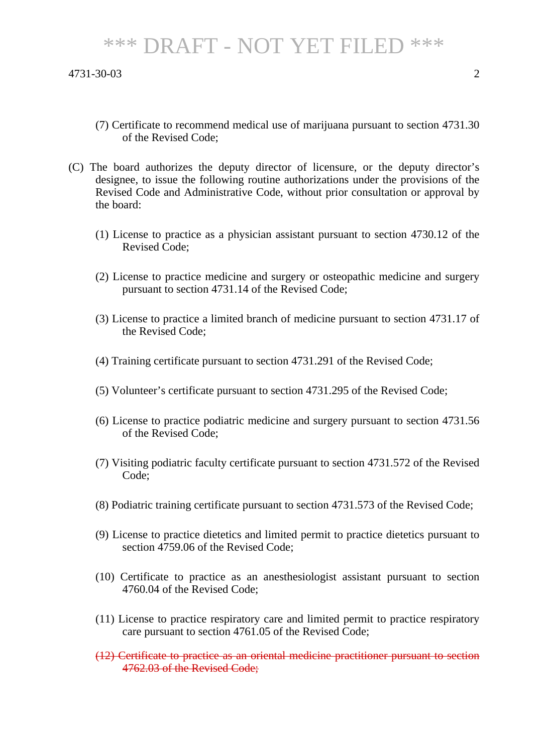(7) Certificate to recommend medical use of marijuana pursuant to section 4731.30 of the Revised Code;

(C) The board authorizes the deputy director of licensure, or the deputy director's designee, to issue the following routine authorizations under the provisions of the Revised Code and Administrative Code, without prior consultation or approval by the board:

(1) License to practice as a physician assistant pursuant to section 4730.12 of the Revised Code;

(2) License to practice medicine and surgery or osteopathic medicine and surgery pursuant to section 4731.14 of the Revised Code;

(3) License to practice a limited branch of medicine pursuant to section 4731.17 of the Revised Code;

(4) Training certificate pursuant to section 4731.291 of the Revised Code;

(5) Volunteer's certificate pursuant to section 4731.295 of the Revised Code;

(6) License to practice podiatric medicine and surgery pursuant to section 4731.56 of the Revised Code;

(7) Visiting podiatric faculty certificate pursuant to section 4731.572 of the Revised Code;

(8) Podiatric training certificate pursuant to section 4731.573 of the Revised Code;

(9) License to practice dietetics and limited permit to practice dietetics pursuant to section 4759.06 of the Revised Code;

(10) Certificate to practice as an anesthesiologist assistant pursuant to section 4760.04 of the Revised Code;

(11) License to practice respiratory care and limited permit to practice respiratory care pursuant to section 4761.05 of the Revised Code;

~~(12) Certificate to practice as an oriental medicine practitioner pursuant to section 4762.03 of the Revised Code;~~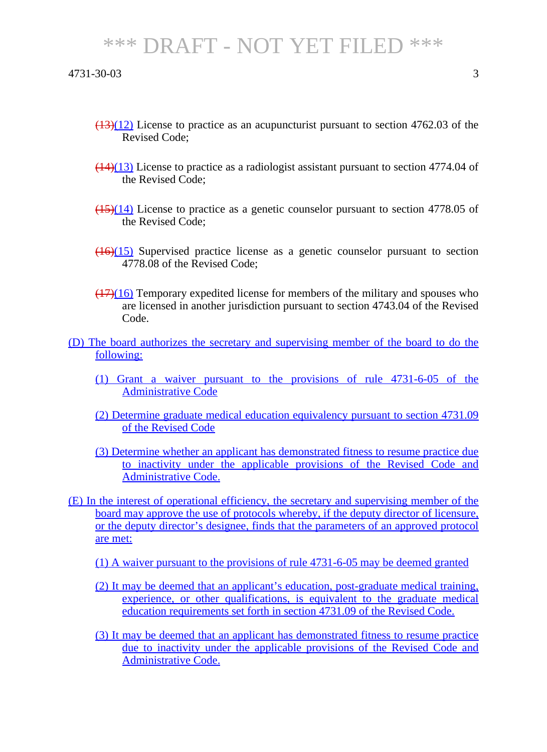~~(13)~~(12) License to practice as an acupuncturist pursuant to section 4762.03 of the Revised Code;

~~(14)~~(13) License to practice as a radiologist assistant pursuant to section 4774.04 of the Revised Code;

~~(15)~~(14) License to practice as a genetic counselor pursuant to section 4778.05 of the Revised Code;

~~(16)~~(15) Supervised practice license as a genetic counselor pursuant to section 4778.08 of the Revised Code;

~~(17)~~(16) Temporary expedited license for members of the military and spouses who are licensed in another jurisdiction pursuant to section 4743.04 of the Revised Code.

(D) The board authorizes the secretary and supervising member of the board to do the following:

(1) Grant a waiver pursuant to the provisions of rule 4731-6-05 of the Administrative Code

(2) Determine graduate medical education equivalency pursuant to section 4731.09 of the Revised Code

(3) Determine whether an applicant has demonstrated fitness to resume practice due to inactivity under the applicable provisions of the Revised Code and Administrative Code.

(E) In the interest of operational efficiency, the secretary and supervising member of the board may approve the use of protocols whereby, if the deputy director of licensure, or the deputy director's designee, finds that the parameters of an approved protocol are met:

(1) A waiver pursuant to the provisions of rule 4731-6-05 may be deemed granted

(2) It may be deemed that an applicant's education, post-graduate medical training, experience, or other qualifications, is equivalent to the graduate medical education requirements set forth in section 4731.09 of the Revised Code.

(3) It may be deemed that an applicant has demonstrated fitness to resume practice due to inactivity under the applicable provisions of the Revised Code and Administrative Code.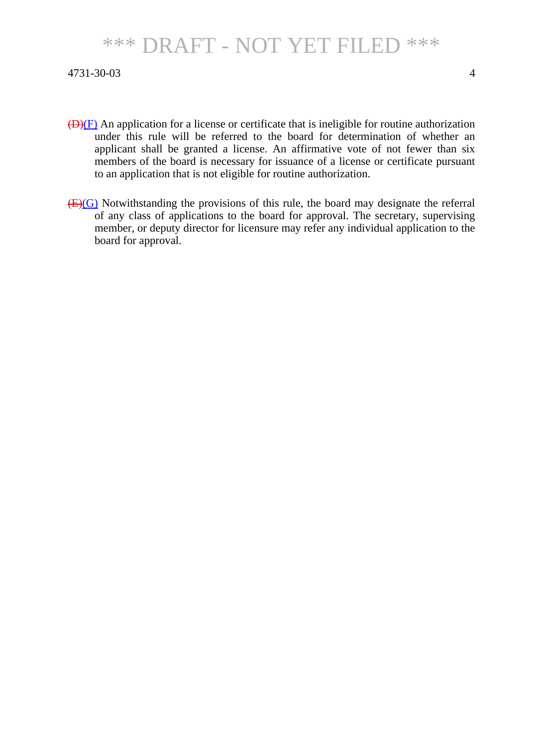~~(D)~~(F) An application for a license or certificate that is ineligible for routine authorization under this rule will be referred to the board for determination of whether an applicant shall be granted a license. An affirmative vote of not fewer than six members of the board is necessary for issuance of a license or certificate pursuant to an application that is not eligible for routine authorization.

~~(E)~~(G) Notwithstanding the provisions of this rule, the board may designate the referral of any class of applications to the board for approval. The secretary, supervising member, or deputy director for licensure may refer any individual application to the board for approval.